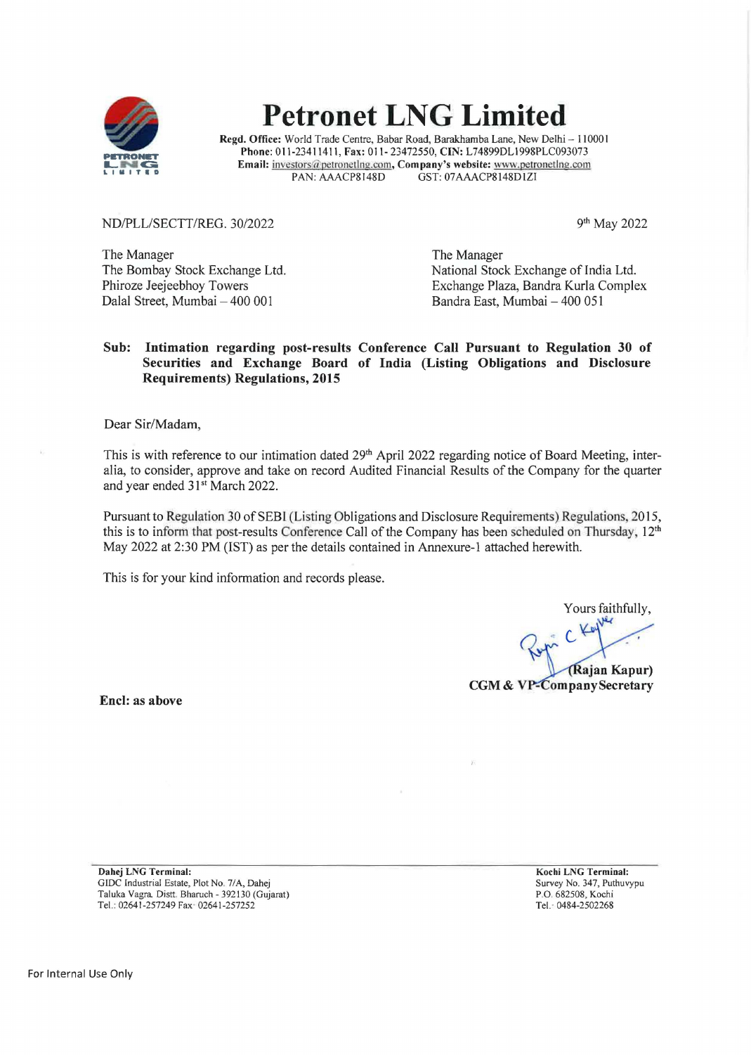# Petronet LNG Limited

**Regd. Office:** World Trade Centre, Babar Road, Barakhamba Lane, New Delhi – 110001
**Phone:** 011-23411411, **Fax:** 011- 23472550, **CIN:** L74899DL1998PLC093073
**Email:** investors@petronetlng.com, **Company's website:** www.petronetlng.com
PAN: AAACP8148D GST: 07AAACP8148D1ZI

ND/PLL/SECTT/REG. 30/2022

9th May 2022

The Manager
The Bombay Stock Exchange Ltd.
Phiroze Jeejeebhoy Towers
Dalal Street, Mumbai – 400 001

The Manager
National Stock Exchange of India Ltd.
Exchange Plaza, Bandra Kurla Complex
Bandra East, Mumbai – 400 051

**Sub: Intimation regarding post-results Conference Call Pursuant to Regulation 30 of Securities and Exchange Board of India (Listing Obligations and Disclosure Requirements) Regulations, 2015**

Dear Sir/Madam,

This is with reference to our intimation dated 29th April 2022 regarding notice of Board Meeting, inter-alia, to consider, approve and take on record Audited Financial Results of the Company for the quarter and year ended 31st March 2022.

Pursuant to Regulation 30 of SEBI (Listing Obligations and Disclosure Requirements) Regulations, 2015, this is to inform that post-results Conference Call of the Company has been scheduled on Thursday, 12th May 2022 at 2:30 PM (IST) as per the details contained in Annexure-1 attached herewith.

This is for your kind information and records please.

Yours faithfully,

**(Rajan Kapur)**
**CGM & VP-Company Secretary**

**Encl: as above**

**Dahej LNG Terminal:**
GIDC Industrial Estate, Plot No. 7/A, Dahej
Taluka Vagra. Distt. Bharuch - 392130 (Gujarat)
Tel.: 02641-257249 Fax: 02641-257252

**Kochi LNG Terminal:**
Survey No. 347, Puthuvypu
P.O. 682508, Kochi
Tel.: 0484-2502268

For Internal Use Only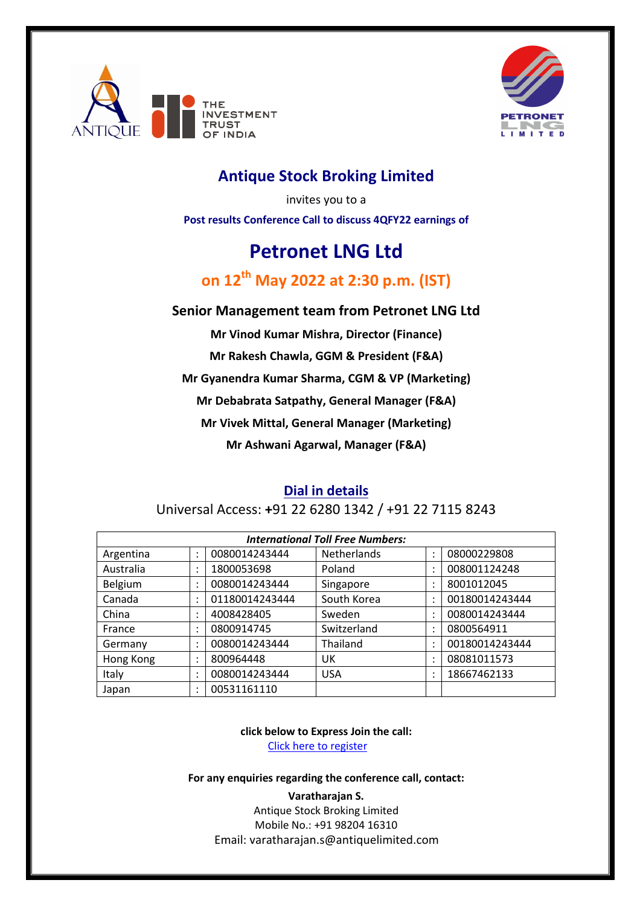## Antique Stock Broking Limited

invites you to a

**Post results Conference Call to discuss 4QFY22 earnings of**

# Petronet LNG Ltd

## on 12th May 2022 at 2:30 p.m. (IST)

### Senior Management team from Petronet LNG Ltd

**Mr Vinod Kumar Mishra, Director (Finance)**

**Mr Rakesh Chawla, GGM & President (F&A)**

**Mr Gyanendra Kumar Sharma, CGM & VP (Marketing)**

**Mr Debabrata Satpathy, General Manager (F&A)**

**Mr Vivek Mittal, General Manager (Marketing)**

**Mr Ashwani Agarwal, Manager (F&A)**

## Dial in details

Universal Access: **+**91 22 6280 1342 / +91 22 7115 8243

| *International Toll Free Numbers:* | | | | | |
|---|---|---|---|---|---|
| Argentina | : | 0080014243444 | Netherlands | : | 08000229808 |
| Australia | : | 1800053698 | Poland | : | 008001124248 |
| Belgium | : | 0080014243444 | Singapore | : | 8001012045 |
| Canada | : | 01180014243444 | South Korea | : | 00180014243444 |
| China | : | 4008428405 | Sweden | : | 0080014243444 |
| France | : | 0800914745 | Switzerland | : | 0800564911 |
| Germany | : | 0080014243444 | Thailand | : | 00180014243444 |
| Hong Kong | : | 800964448 | UK | : | 08081011573 |
| Italy | : | 0080014243444 | USA | : | 18667462133 |
| Japan | : | 00531161110 | | | |

**click below to Express Join the call:**
Click here to register

**For any enquiries regarding the conference call, contact:**

**Varatharajan S.**
Antique Stock Broking Limited
Mobile No.: +91 98204 16310
Email: varatharajan.s@antiquelimited.com